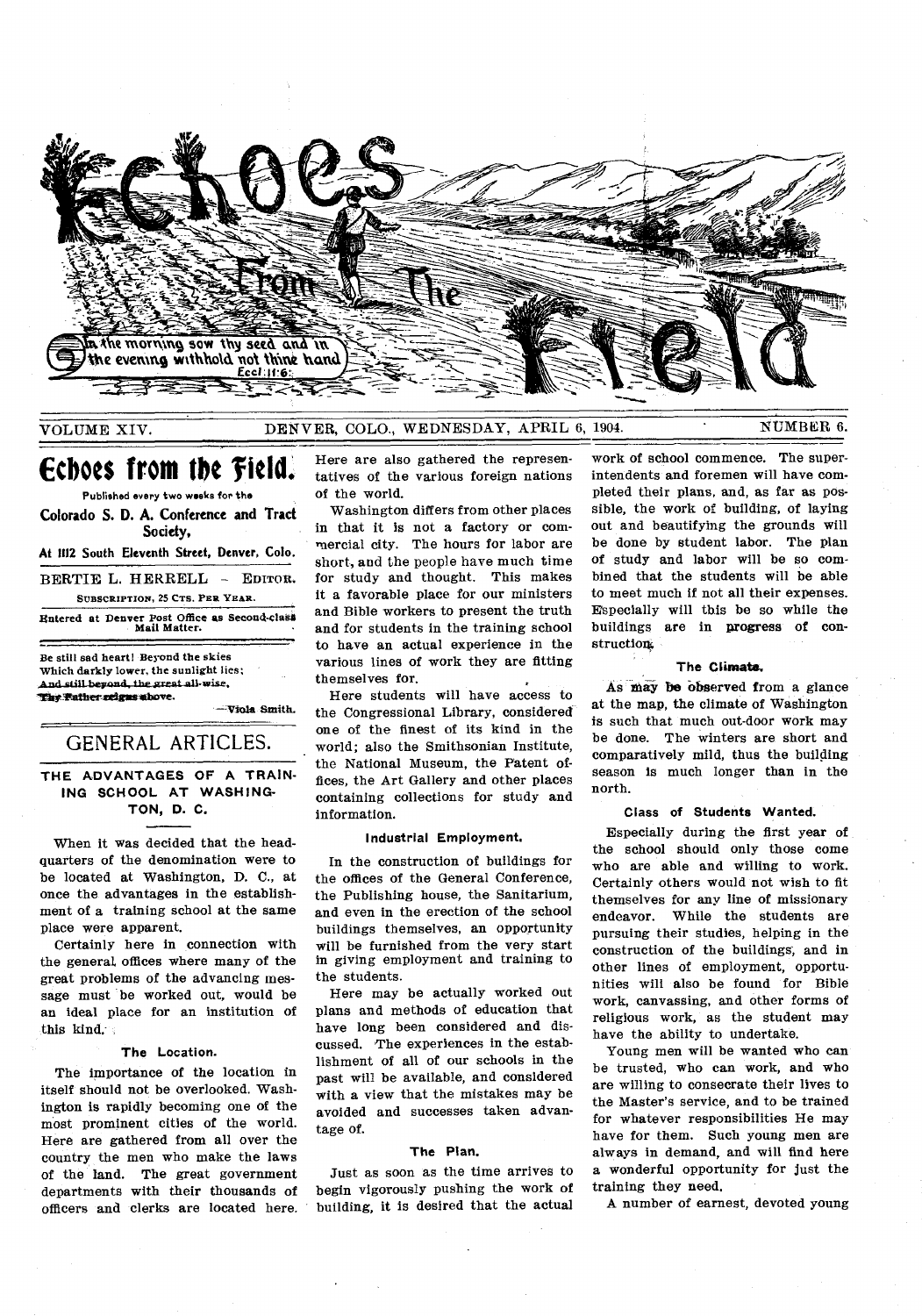# Echoes From The Field

In the morning sow thy seed and in the evening withhold not thine hand. Eccl. 11:6.

VOLUME XIV. DENVER, COLO., WEDNESDAY, APRIL 6, 1904. NUMBER 6.

## Echoes from the Field.

Published every two weeks for the

**Colorado S. D. A. Conference and Tract Society,**

**At 1112 South Eleventh Street, Denver, Colo.**

BERTIE L. HERRELL - EDITOR.

SUBSCRIPTION, 25 CTS. PER YEAR.

Entered at Denver Post Office as Second-class Mail Matter.

Be still sad heart! Beyond the skies
Which darkly lower, the sunlight lies;
And still beyond, the great all-wise,
Thy Father reigns above.

—Viola Smith.

## GENERAL ARTICLES.

### THE ADVANTAGES OF A TRAINING SCHOOL AT WASHINGTON, D. C.

When it was decided that the headquarters of the denomination were to be located at Washington, D. C., at once the advantages in the establishment of a training school at the same place were apparent.

Certainly here in connection with the general offices where many of the great problems of the advancing message must be worked out, would be an ideal place for an institution of this kind.

#### The Location.

The importance of the location in itself should not be overlooked. Washington is rapidly becoming one of the most prominent cities of the world. Here are gathered from all over the country the men who make the laws of the land. The great government departments with their thousands of officers and clerks are located here. Here are also gathered the representatives of the various foreign nations of the world.

Washington differs from other places in that it is not a factory or commercial city. The hours for labor are short, and the people have much time for study and thought. This makes it a favorable place for our ministers and Bible workers to present the truth and for students in the training school to have an actual experience in the various lines of work they are fitting themselves for.

Here students will have access to the Congressional Library, considered one of the finest of its kind in the world; also the Smithsonian Institute, the National Museum, the Patent offices, the Art Gallery and other places containing collections for study and information.

#### Industrial Employment.

In the construction of buildings for the offices of the General Conference, the Publishing house, the Sanitarium, and even in the erection of the school buildings themselves, an opportunity will be furnished from the very start in giving employment and training to the students.

Here may be actually worked out plans and methods of education that have long been considered and discussed. The experiences in the establishment of all of our schools in the past will be available, and considered with a view that the mistakes may be avoided and successes taken advantage of.

#### The Plan.

Just as soon as the time arrives to begin vigorously pushing the work of building, it is desired that the actual work of school commence. The superintendents and foremen will have completed their plans, and, as far as possible, the work of building, of laying out and beautifying the grounds will be done by student labor. The plan of study and labor will be so combined that the students will be able to meet much if not all their expenses. Especially will this be so while the buildings are in progress of construction.

#### The Climate.

As may be observed from a glance at the map, the climate of Washington is such that much out-door work may be done. The winters are short and comparatively mild, thus the building season is much longer than in the north.

#### Class of Students Wanted.

Especially during the first year of the school should only those come who are able and willing to work. Certainly others would not wish to fit themselves for any line of missionary endeavor. While the students are pursuing their studies, helping in the construction of the buildings, and in other lines of employment, opportunities will also be found for Bible work, canvassing, and other forms of religious work, as the student may have the ability to undertake.

Young men will be wanted who can be trusted, who can work, and who are willing to consecrate their lives to the Master's service, and to be trained for whatever responsibilities He may have for them. Such young men are always in demand, and will find here a wonderful opportunity for just the training they need.

A number of earnest, devoted young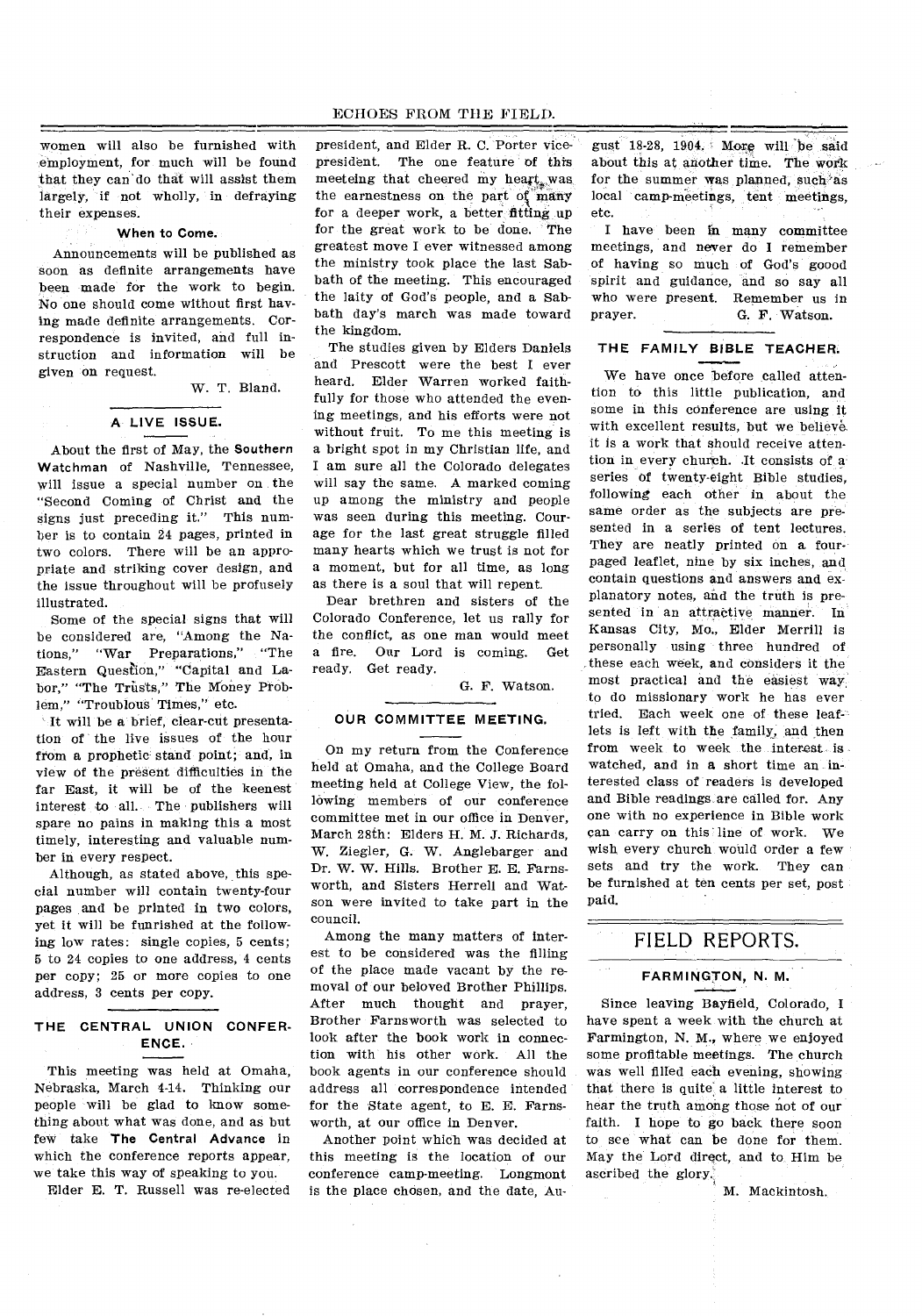women will also be furnished with employment, for much will be found that they can do that will assist them largely, if not wholly, in defraying their expenses.

**When to Come.**

Announcements will be published as soon as definite arrangements have been made for the work to begin. No one should come without first having made definite arrangements. Correspondence is invited, and full instruction and information will be given on request.

W. T. Bland.

## A LIVE ISSUE.

About the first of May, the **Southern Watchman** of Nashville, Tennessee, will issue a special number on the "Second Coming of Christ and the signs just preceding it." This number is to contain 24 pages, printed in two colors. There will be an appropriate and striking cover design, and the issue throughout will be profusely illustrated.

Some of the special signs that will be considered are, "Among the Nations," "War Preparations," "The Eastern Question," "Capital and Labor," "The Trusts," The Money Problem," "Troublous Times," etc.

It will be a brief, clear-cut presentation of the live issues of the hour from a prophetic stand point; and, in view of the present difficulties in the far East, it will be of the keenest interest to all. The publishers will spare no pains in making this a most timely, interesting and valuable number in every respect.

Although, as stated above, this special number will contain twenty-four pages and be printed in two colors, yet it will be funrished at the following low rates: single copies, 5 cents; 5 to 24 copies to one address, 4 cents per copy; 25 or more copies to one address, 3 cents per copy.

## THE CENTRAL UNION CONFERENCE.

This meeting was held at Omaha, Nebraska, March 4-14. Thinking our people will be glad to know something about what was done, and as but few take **The Central Advance** in which the conference reports appear, we take this way of speaking to you.

Elder E. T. Russell was re-elected president, and Elder R. C. Porter vice-president. The one feature of this meeteing that cheered my heart was the earnestness on the part of many for a deeper work, a better fitting up for the great work to be done. The greatest move I ever witnessed among the ministry took place the last Sabbath of the meeting. This encouraged the laity of God's people, and a Sabbath day's march was made toward the kingdom.

The studies given by Elders Daniels and Prescott were the best I ever heard. Elder Warren worked faithfully for those who attended the evening meetings, and his efforts were not without fruit. To me this meeting is a bright spot in my Christian life, and I am sure all the Colorado delegates will say the same. A marked coming up among the ministry and people was seen during this meeting. Courage for the last great struggle filled many hearts which we trust is not for a moment, but for all time, as long as there is a soul that will repent.

Dear brethren and sisters of the Colorado Conference, let us rally for the conflict, as one man would meet a fire. Our Lord is coming. Get ready. Get ready.

G. F. Watson.

## OUR COMMITTEE MEETING.

On my return from the Conference held at Omaha, and the College Board meeting held at College View, the following members of our conference committee met in our office in Denver, March 28th: Elders H. M. J. Richards, W. Ziegler, G. W. Anglebarger and Dr. W. W. Hills. Brother E. E. Farnsworth, and Sisters Herrell and Watson were invited to take part in the council.

Among the many matters of interest to be considered was the filling of the place made vacant by the removal of our beloved Brother Phillips. After much thought and prayer, Brother Farnsworth was selected to look after the book work in connection with his other work. All the book agents in our conference should address all correspondence intended for the State agent, to E. E. Farnsworth, at our office in Denver.

Another point which was decided at this meeting is the location of our conference camp-meeting. Longmont is the place chosen, and the date, August 18-28, 1904. More will be said about this at another time. The work for the summer was planned, such as local camp-meetings, tent meetings, etc.

I have been in many committee meetings, and never do I remember of having so much of God's goood spirit and guidance, and so say all who were present. Remember us in prayer.

G. F. Watson.

## THE FAMILY BIBLE TEACHER.

We have once before called attention to this little publication, and some in this conference are using it with excellent results, but we believe it is a work that should receive attention in every church. It consists of a series of twenty-eight Bible studies, following each other in about the same order as the subjects are presented in a series of tent lectures. They are neatly printed on a four-paged leaflet, nine by six inches, and contain questions and answers and explanatory notes, and the truth is presented in an attractive manner. In Kansas City, Mo., Elder Merrill is personally using three hundred of these each week, and considers it the most practical and the easiest way to do missionary work he has ever tried. Each week one of these leaflets is left with the family, and then from week to week the interest is watched, and in a short time an interested class of readers is developed and Bible readings are called for. Any one with no experience in Bible work can carry on this line of work. We wish every church would order a few sets and try the work. They can be furnished at ten cents per set, post paid.

# FIELD REPORTS.

## FARMINGTON, N. M.

Since leaving Bayfield, Colorado, I have spent a week with the church at Farmington, N. M., where we enjoyed some profitable meetings. The church was well filled each evening, showing that there is quite a little interest to hear the truth among those not of our faith. I hope to go back there soon to see what can be done for them. May the Lord direct, and to Him be ascribed the glory.

M. Mackintosh.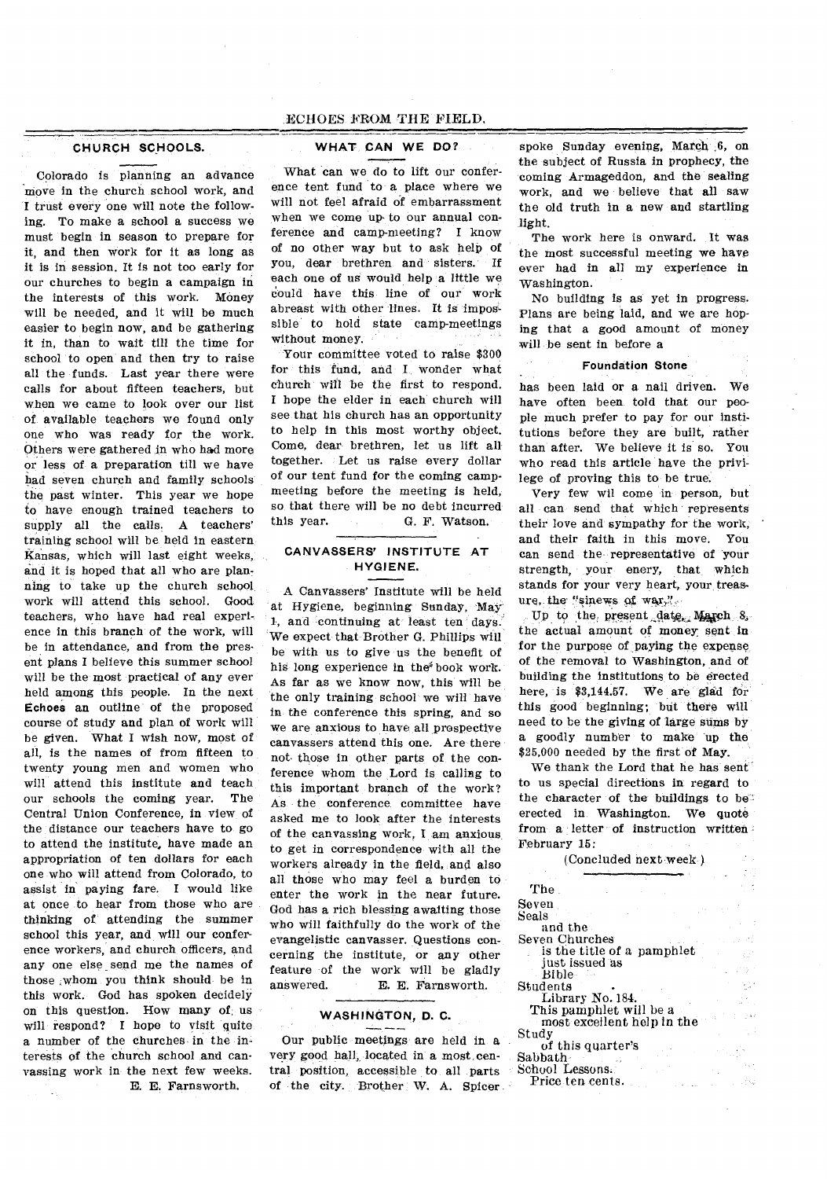## CHURCH SCHOOLS.

Colorado is planning an advance move in the church school work, and I trust every one will note the following. To make a school a success we must begin in season to prepare for it, and then work for it as long as it is in session. It is not too early for our churches to begin a campaign in the interests of this work. Money will be needed, and it will be much easier to begin now, and be gathering it in, than to wait till the time for school to open and then try to raise all the funds. Last year there were calls for about fifteen teachers, but when we came to look over our list of available teachers we found only one who was ready for the work. Others were gathered in who had more or less of a preparation till we have had seven church and family schools the past winter. This year we hope to have enough trained teachers to supply all the calls. A teachers' training school will be held in eastern Kansas, which will last eight weeks, and it is hoped that all who are planning to take up the church school work will attend this school. Good teachers, who have had real experience in this branch of the work, will be in attendance, and from the present plans I believe this summer school will be the most practical of any ever held among this people. In the next **Echoes** an outline of the proposed course of study and plan of work will be given. What I wish now, most of all, is the names of from fifteen to twenty young men and women who will attend this institute and teach our schools the coming year. The Central Union Conference, in view of the distance our teachers have to go to attend the institute, have made an appropriation of ten dollars for each one who will attend from Colorado, to assist in paying fare. I would like at once to hear from those who are thinking of attending the summer school this year, and will our conference workers, and church officers, and any one else send me the names of those whom you think should be in this work. God has spoken decidely on this question. How many of us will respond? I hope to visit quite a number of the churches in the interests of the church school and canvassing work in the next few weeks.

E. E. Farnsworth.

## WHAT CAN WE DO?

What can we do to lift our conference tent fund to a place where we will not feel afraid of embarrassment when we come up to our annual conference and camp-meeting? I know of no other way but to ask help of you, dear brethren and sisters. If each one of us would help a little we could have this line of our work abreast with other lines. It is impossible to hold state camp-meetings without money.

Your committee voted to raise $300 for this fund, and I wonder what church will be the first to respond. I hope the elder in each church will see that his church has an opportunity to help in this most worthy object. Come, dear brethren, let us lift all together. Let us raise every dollar of our tent fund for the coming camp-meeting before the meeting is held, so that there will be no debt incurred this year.

G. F. Watson.

## CANVASSERS' INSTITUTE AT HYGIENE.

A Canvassers' Institute will be held at Hygiene, beginning Sunday, May 1, and continuing at least ten days. We expect that Brother G. Phillips will be with us to give us the benefit of his long experience in the book work. As far as we know now, this will be the only training school we will have in the conference this spring, and so we are anxious to have all prospective canvassers attend this one. Are there not those in other parts of the conference whom the Lord is calling to this important branch of the work? As the conference committee have asked me to look after the interests of the canvassing work, I am anxious to get in correspondence with all the workers already in the field, and also all those who may feel a burden to enter the work in the near future. God has a rich blessing awaiting those who will faithfully do the work of the evangelistic canvasser. Questions concerning the institute, or any other feature of the work will be gladly answered.

E. E. Farnsworth.

## WASHINGTON, D. C.

Our public meetings are held in a very good hall, located in a most central position, accessible to all parts of the city. Brother W. A. Spicer spoke Sunday evening, March 6, on the subject of Russia in prophecy, the coming Armageddon, and the sealing work, and we believe that all saw the old truth in a new and startling light.

The work here is onward. It was the most successful meeting we have ever had in all my experience in Washington.

No building is as yet in progress. Plans are being laid, and we are hoping that a good amount of money will be sent in before a

### Foundation Stone

has been laid or a nail driven. We have often been told that our people much prefer to pay for our institutions before they are built, rather than after. We believe it is so. You who read this article have the privilege of proving this to be true.

Very few wil come in person, but all can send that which represents their love and sympathy for the work, and their faith in this move. You can send the representative of your strength, your enery, that which stands for your very heart, your treasure, the "sinews of war."

Up to the present date, March 8, the actual amount of money sent in for the purpose of paying the expense of the removal to Washington, and of building the institutions to be erected here, is $3,144.57. We are glad for this good beginning; but there will need to be the giving of large sums by a goodly number to make up the $25,000 needed by the first of May.

We thank the Lord that he has sent to us special directions in regard to the character of the buildings to be erected in Washington. We quote from a letter of instruction written February 15:

(Concluded next week.)

---

The
Seven
Seals
and the
Seven Churches
is the title of a pamphlet just issued as
Bible
Students
Library No. 184.
This pamphlet will be a most excellent help in the
Study
of this quarter's
Sabbath
School Lessons.
Price ten cents.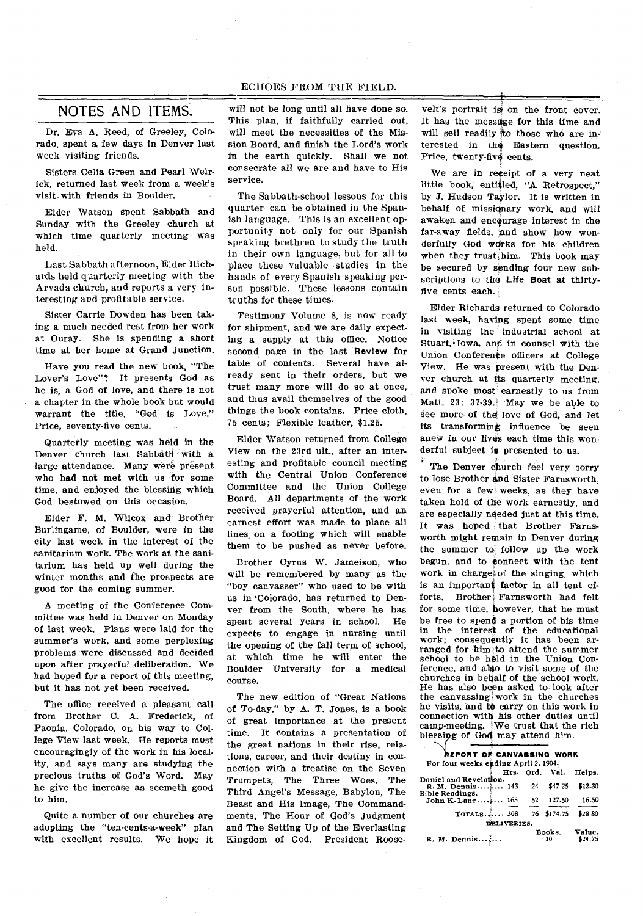## NOTES AND ITEMS.

Dr. Eva A. Reed, of Greeley, Colorado, spent a few days in Denver last week visiting friends.

Sisters Celia Green and Pearl Weirick, returned last week from a week's visit with friends in Boulder.

Elder Watson spent Sabbath and Sunday with the Greeley church at which time quarterly meeting was held.

Last Sabbath afternoon, Elder Richards held quarterly meeting with the Arvada church, and reports a very interesting and profitable service.

Sister Carrie Dowden has been taking a much needed rest from her work at Ouray. She is spending a short time at her home at Grand Junction.

Have you read the new book, "The Lover's Love"? It presents God as he is, a God of love, and there is not a chapter in the whole book but would warrant the title, "God is Love." Price, seventy-five cents.

Quarterly meeting was held in the Denver church last Sabbath with a large attendance. Many were present who had not met with us for some time, and enjoyed the blessing which God bestowed on this occasion.

Elder F. M. Wilcox and Brother Burlingame, of Boulder, were in the city last week in the interest of the sanitarium work. The work at the sanitarium has held up well during the winter months and the prospects are good for the coming summer.

A meeting of the Conference Committee was held in Denver on Monday of last week. Plans were laid for the summer's work, and some perplexing problems were discussed and decided upon after prayerful deliberation. We had hoped for a report of this meeting, but it has not yet been received.

The office received a pleasant call from Brother C. A. Frederick, of Paonia, Colorado, on his way to College View last week. He reports most encouragingly of the work in his locality, and says many are studying the precious truths of God's Word. May he give the increase as seemeth good to him.

Quite a number of our churches are adopting the "ten-cents-a-week" plan with excellent results. We hope it will not be long until all have done so. This plan, if faithfully carried out, will meet the necessities of the Mission Board, and finish the Lord's work in the earth quickly. Shall we not consecrate all we are and have to His service.

The Sabbath-school lessons for this quarter can be obtained in the Spanish language. This is an excellent opportunity not only for our Spanish speaking brethren to study the truth in their own language, but for all to place these valuable studies in the hands of every Spanish speaking person possible. These lessons contain truths for these times.

Testimony Volume 8, is now ready for shipment, and we are daily expecting a supply at this office. Notice second page in the last **Review** for table of contents. Several have already sent in their orders, but we trust many more will do so at once, and thus avail themselves of the good things the book contains. Price cloth, 75 cents; Flexible leather, $1.25.

Elder Watson returned from College View on the 23rd ult., after an interesting and profitable council meeting with the Central Union Conference Committee and the Union College Board. All departments of the work received prayerful attention, and an earnest effort was made to place all lines on a footing which will enable them to be pushed as never before.

Brother Cyrus W. Jameison, who will be remembered by many as the "boy canvasser" who used to be with us in Colorado, has returned to Denver from the South, where he has spent several years in school. He expects to engage in nursing until the opening of the fall term of school, at which time he will enter the Boulder University for a medical course.

The new edition of "Great Nations of To-day," by A. T. Jones, is a book of great importance at the present time. It contains a presentation of the great nations in their rise, relations, career, and their destiny in connection with a treatise on the Seven Trumpets, The Three Woes, The Third Angel's Message, Babylon, The Beast and His Image, The Commandments, The Hour of God's Judgment and The Setting Up of the Everlasting Kingdom of God. President Roosevelt's portrait is on the front cover. It has the message for this time and will sell readily to those who are interested in the Eastern question. Price, twenty-five cents.

We are in receipt of a very neat little book, entitled, "A Retrospect," by J. Hudson Taylor. It is written in behalf of missionary work, and will awaken and encourage interest in the far-away fields, and show how wonderfully God works for his children when they trust him. This book may be secured by sending four new subscriptions to the **Life Boat** at thirty-five cents each.

Elder Richards returned to Colorado last week, having spent some time in visiting the industrial school at Stuart, Iowa, and in counsel with the Union Conference officers at College View. He was present with the Denver church at its quarterly meeting, and spoke most earnestly to us from Matt. 23: 37-39. May we be able to see more of the love of God, and let its transforming influence be seen anew in our lives each time this wonderful subject is presented to us.

The Denver church feel very sorry to lose Brother and Sister Farnsworth, even for a few weeks, as they have taken hold of the work earnestly, and are especially needed just at this time. It was hoped that Brother Farnsworth might remain in Denver during the summer to follow up the work begun, and to connect with the tent work in charge of the singing, which is an important factor in all tent efforts. Brother Farnsworth had felt for some time, however, that he must be free to spend a portion of his time in the interest of the educational work; consequently it has been arranged for him to attend the summer school to be held in the Union Conference, and also to visit some of the churches in behalf of the school work. He has also been asked to look after the canvassing work in the churches he visits, and to carry on this work in connection with his other duties until camp-meeting. We trust that the rich blessing of God may attend him.

### REPORT OF CANVASSING WORK

For four weeks ending April 2, 1904.

| | Hrs. | Ord. | Val. | Helps. |
|---|---|---|---|---|
| Daniel and Revelation. | | | | |
| R. M. Dennis | 143 | 24 | $47 25 | $12.30 |
| Bible Readings. | | | | |
| John K. Lane | 165 | 52 | 127.50 | 16.50 |
| TOTALS | 308 | 76 | $174.75 | $28 80 |

DELIVERIES.

| | Books. | Value. |
|---|---|---|
| R. M. Dennis | 10 | $24.75 |